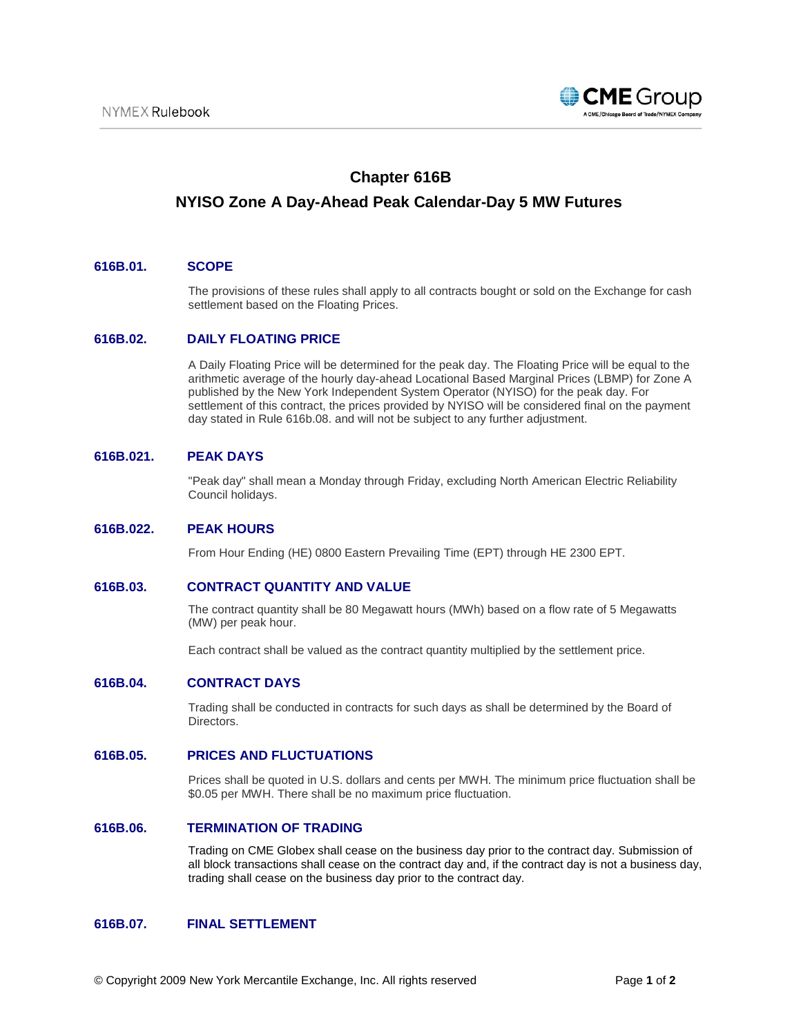# Chapter 616B

## NYISO Zone A Day-Ahead Peak Calendar-Day 5 MW Futures

### 616B.01. SCOPE

The provisions of these rules shall apply to all contracts bought or sold on the Exchange for cash settlement based on the Floating Prices.

### 616B.02. DAILY FLOATING PRICE

A Daily Floating Price will be determined for the peak day. The Floating Price will be equal to the arithmetic average of the hourly day-ahead Locational Based Marginal Prices (LBMP) for Zone A published by the New York Independent System Operator (NYISO) for the peak day. For settlement of this contract, the prices provided by NYISO will be considered final on the payment day stated in Rule 616b.08. and will not be subject to any further adjustment.

### 616B.021. PEAK DAYS

"Peak day" shall mean a Monday through Friday, excluding North American Electric Reliability Council holidays.

### 616B.022. PEAK HOURS

From Hour Ending (HE) 0800 Eastern Prevailing Time (EPT) through HE 2300 EPT.

### 616B.03. CONTRACT QUANTITY AND VALUE

The contract quantity shall be 80 Megawatt hours (MWh) based on a flow rate of 5 Megawatts (MW) per peak hour.

Each contract shall be valued as the contract quantity multiplied by the settlement price.

### 616B.04. CONTRACT DAYS

Trading shall be conducted in contracts for such days as shall be determined by the Board of Directors.

### 616B.05. PRICES AND FLUCTUATIONS

Prices shall be quoted in U.S. dollars and cents per MWH. The minimum price fluctuation shall be $0.05 per MWH. There shall be no maximum price fluctuation.

### 616B.06. TERMINATION OF TRADING

Trading on CME Globex shall cease on the business day prior to the contract day. Submission of all block transactions shall cease on the contract day and, if the contract day is not a business day, trading shall cease on the business day prior to the contract day.

### 616B.07. FINAL SETTLEMENT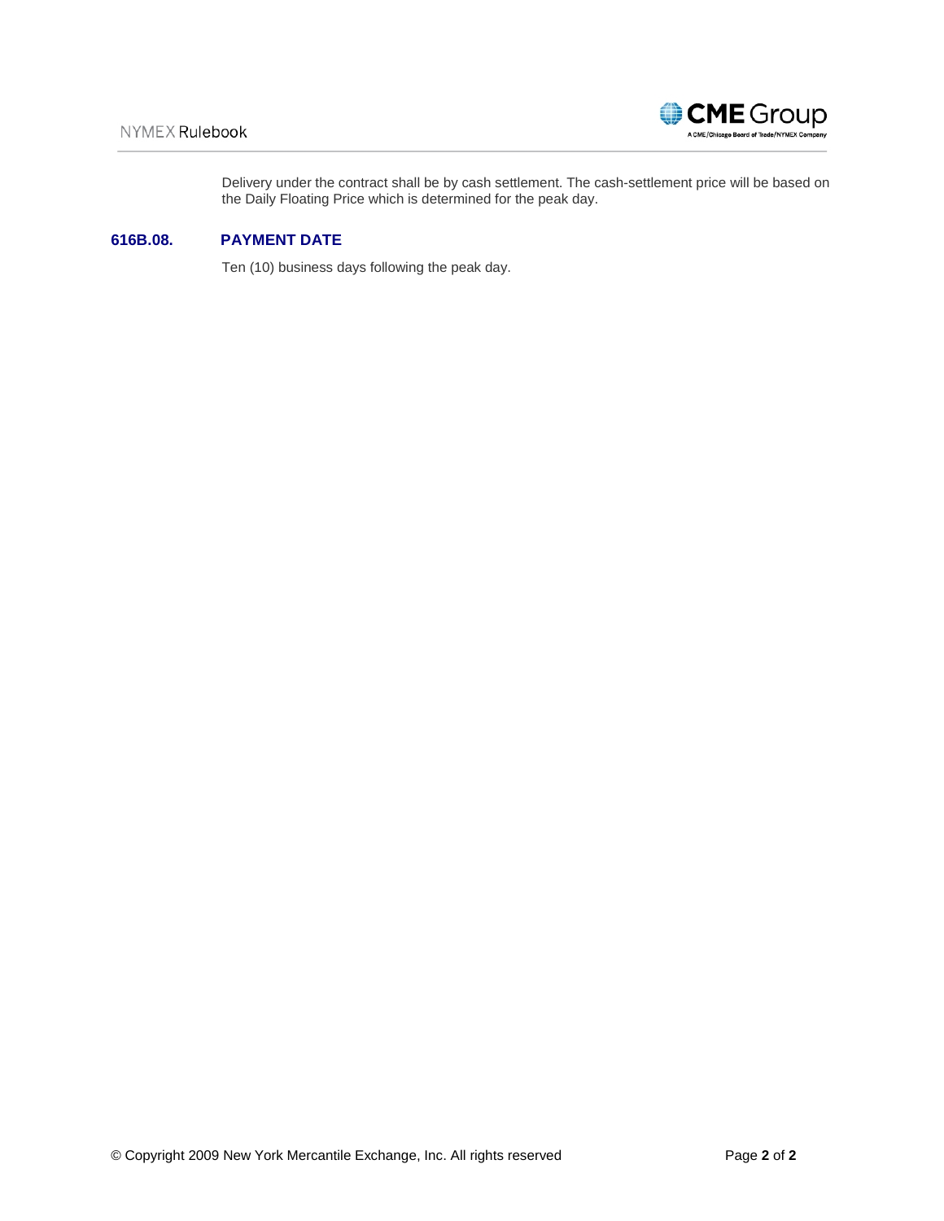Delivery under the contract shall be by cash settlement. The cash-settlement price will be based on the Daily Floating Price which is determined for the peak day.

### 616B.08. PAYMENT DATE

Ten (10) business days following the peak day.